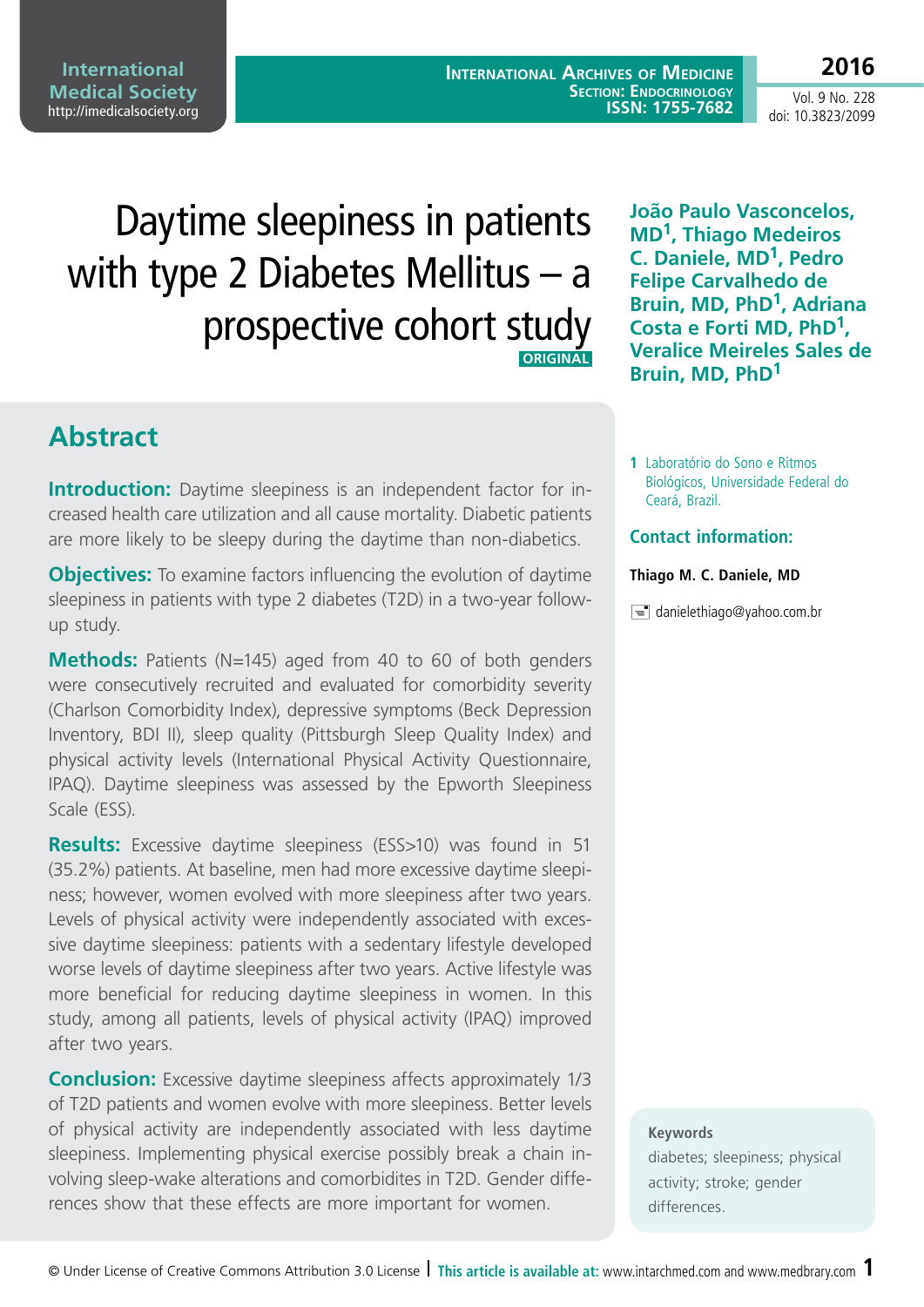# Daytime sleepiness in patients with type 2 Diabetes Mellitus – a prospective cohort study

**ORIGINAL**

**João Paulo Vasconcelos, MD[1], Thiago Medeiros C. Daniele, MD[1], Pedro Felipe Carvalhedo de Bruin, MD, PhD[1], Adriana Costa e Forti MD, PhD[1], Veralice Meireles Sales de Bruin, MD, PhD[1]**

1 Laboratório do Sono e Ritmos Biológicos, Universidade Federal do Ceará, Brazil.

## Contact information:

**Thiago M. C. Daniele, MD**

danielethiago@yahoo.com.br

## Abstract

**Introduction:** Daytime sleepiness is an independent factor for increased health care utilization and all cause mortality. Diabetic patients are more likely to be sleepy during the daytime than non-diabetics.

**Objectives:** To examine factors influencing the evolution of daytime sleepiness in patients with type 2 diabetes (T2D) in a two-year follow-up study.

**Methods:** Patients (N=145) aged from 40 to 60 of both genders were consecutively recruited and evaluated for comorbidity severity (Charlson Comorbidity Index), depressive symptoms (Beck Depression Inventory, BDI II), sleep quality (Pittsburgh Sleep Quality Index) and physical activity levels (International Physical Activity Questionnaire, IPAQ). Daytime sleepiness was assessed by the Epworth Sleepiness Scale (ESS).

**Results:** Excessive daytime sleepiness (ESS>10) was found in 51 (35.2%) patients. At baseline, men had more excessive daytime sleepiness; however, women evolved with more sleepiness after two years. Levels of physical activity were independently associated with excessive daytime sleepiness: patients with a sedentary lifestyle developed worse levels of daytime sleepiness after two years. Active lifestyle was more beneficial for reducing daytime sleepiness in women. In this study, among all patients, levels of physical activity (IPAQ) improved after two years.

**Conclusion:** Excessive daytime sleepiness affects approximately 1/3 of T2D patients and women evolve with more sleepiness. Better levels of physical activity are independently associated with less daytime sleepiness. Implementing physical exercise possibly break a chain involving sleep-wake alterations and comorbidites in T2D. Gender differences show that these effects are more important for women.

**Keywords**

diabetes; sleepiness; physical activity; stroke; gender differences.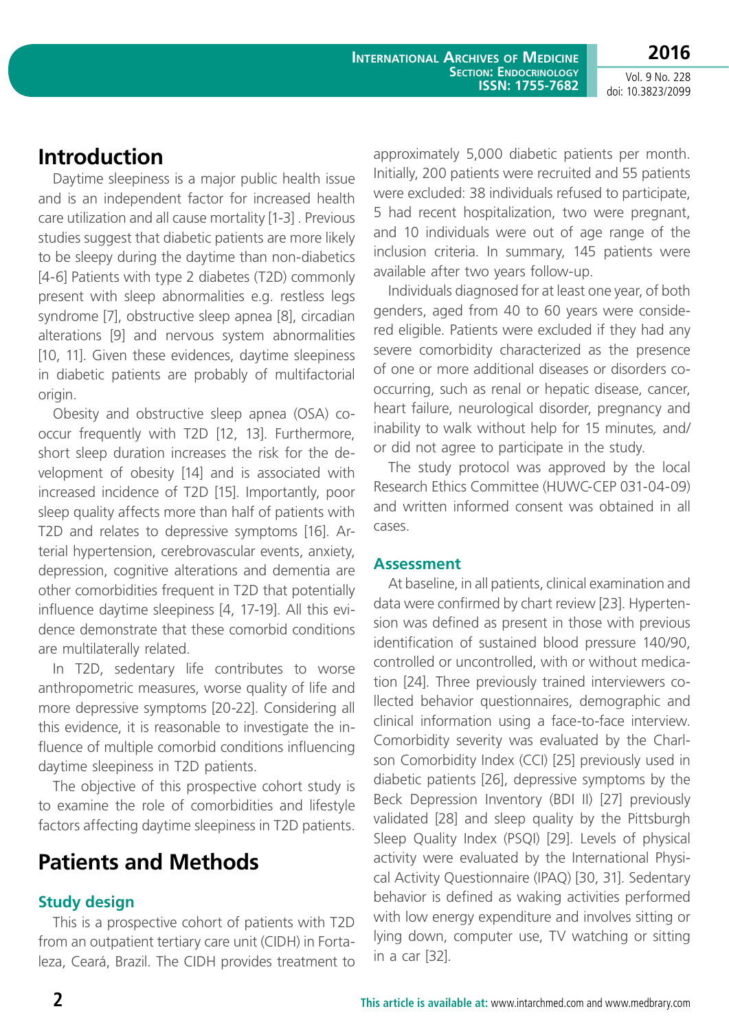## Introduction

Daytime sleepiness is a major public health issue and is an independent factor for increased health care utilization and all cause mortality [1-3] . Previous studies suggest that diabetic patients are more likely to be sleepy during the daytime than non-diabetics [4-6] Patients with type 2 diabetes (T2D) commonly present with sleep abnormalities e.g. restless legs syndrome [7], obstructive sleep apnea [8], circadian alterations [9] and nervous system abnormalities [10, 11]. Given these evidences, daytime sleepiness in diabetic patients are probably of multifactorial origin.

Obesity and obstructive sleep apnea (OSA) co-occur frequently with T2D [12, 13]. Furthermore, short sleep duration increases the risk for the development of obesity [14] and is associated with increased incidence of T2D [15]. Importantly, poor sleep quality affects more than half of patients with T2D and relates to depressive symptoms [16]. Arterial hypertension, cerebrovascular events, anxiety, depression, cognitive alterations and dementia are other comorbidities frequent in T2D that potentially influence daytime sleepiness [4, 17-19]. All this evidence demonstrate that these comorbid conditions are multilaterally related.

In T2D, sedentary life contributes to worse anthropometric measures, worse quality of life and more depressive symptoms [20-22]. Considering all this evidence, it is reasonable to investigate the influence of multiple comorbid conditions influencing daytime sleepiness in T2D patients.

The objective of this prospective cohort study is to examine the role of comorbidities and lifestyle factors affecting daytime sleepiness in T2D patients.

## Patients and Methods

### Study design

This is a prospective cohort of patients with T2D from an outpatient tertiary care unit (CIDH) in Fortaleza, Ceará, Brazil. The CIDH provides treatment to approximately 5,000 diabetic patients per month. Initially, 200 patients were recruited and 55 patients were excluded: 38 individuals refused to participate, 5 had recent hospitalization, two were pregnant, and 10 individuals were out of age range of the inclusion criteria. In summary, 145 patients were available after two years follow-up.

Individuals diagnosed for at least one year, of both genders, aged from 40 to 60 years were considered eligible. Patients were excluded if they had any severe comorbidity characterized as the presence of one or more additional diseases or disorders co-occurring, such as renal or hepatic disease, cancer, heart failure, neurological disorder, pregnancy and inability to walk without help for 15 minutes, and/or did not agree to participate in the study.

The study protocol was approved by the local Research Ethics Committee (HUWC-CEP 031-04-09) and written informed consent was obtained in all cases.

### Assessment

At baseline, in all patients, clinical examination and data were confirmed by chart review [23]. Hypertension was defined as present in those with previous identification of sustained blood pressure 140/90, controlled or uncontrolled, with or without medication [24]. Three previously trained interviewers collected behavior questionnaires, demographic and clinical information using a face-to-face interview. Comorbidity severity was evaluated by the Charlson Comorbidity Index (CCI) [25] previously used in diabetic patients [26], depressive symptoms by the Beck Depression Inventory (BDI II) [27] previously validated [28] and sleep quality by the Pittsburgh Sleep Quality Index (PSQI) [29]. Levels of physical activity were evaluated by the International Physical Activity Questionnaire (IPAQ) [30, 31]. Sedentary behavior is defined as waking activities performed with low energy expenditure and involves sitting or lying down, computer use, TV watching or sitting in a car [32].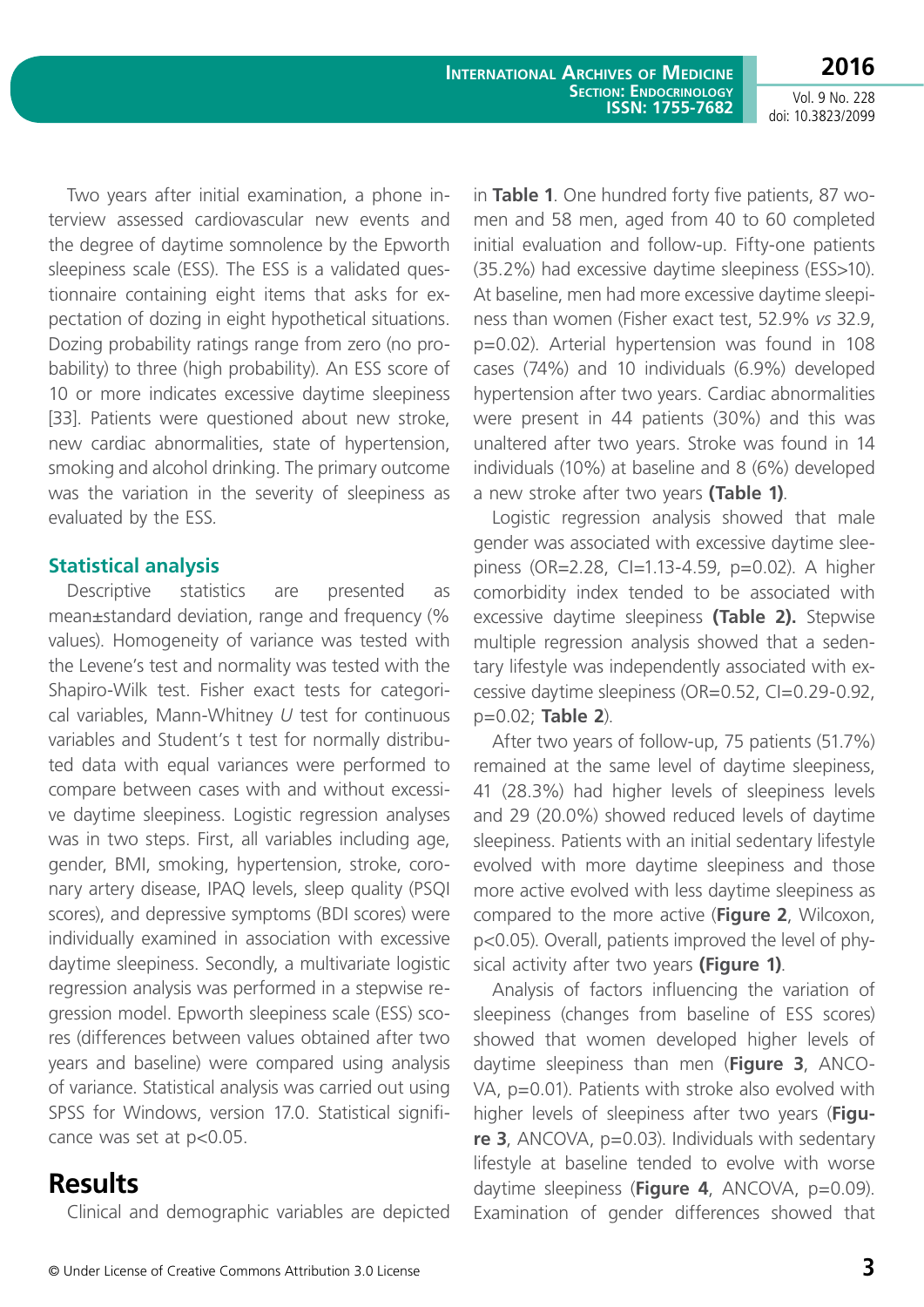Two years after initial examination, a phone interview assessed cardiovascular new events and the degree of daytime somnolence by the Epworth sleepiness scale (ESS). The ESS is a validated questionnaire containing eight items that asks for expectation of dozing in eight hypothetical situations. Dozing probability ratings range from zero (no probability) to three (high probability). An ESS score of 10 or more indicates excessive daytime sleepiness [33]. Patients were questioned about new stroke, new cardiac abnormalities, state of hypertension, smoking and alcohol drinking. The primary outcome was the variation in the severity of sleepiness as evaluated by the ESS.

### Statistical analysis

Descriptive statistics are presented as mean±standard deviation, range and frequency (% values). Homogeneity of variance was tested with the Levene's test and normality was tested with the Shapiro-Wilk test. Fisher exact tests for categorical variables, Mann-Whitney *U* test for continuous variables and Student's t test for normally distributed data with equal variances were performed to compare between cases with and without excessive daytime sleepiness. Logistic regression analyses was in two steps. First, all variables including age, gender, BMI, smoking, hypertension, stroke, coronary artery disease, IPAQ levels, sleep quality (PSQI scores), and depressive symptoms (BDI scores) were individually examined in association with excessive daytime sleepiness. Secondly, a multivariate logistic regression analysis was performed in a stepwise regression model. Epworth sleepiness scale (ESS) scores (differences between values obtained after two years and baseline) were compared using analysis of variance. Statistical analysis was carried out using SPSS for Windows, version 17.0. Statistical significance was set at $p<0.05$.

## Results

Clinical and demographic variables are depicted in **Table 1**. One hundred forty five patients, 87 women and 58 men, aged from 40 to 60 completed initial evaluation and follow-up. Fifty-one patients (35.2%) had excessive daytime sleepiness (ESS>10). At baseline, men had more excessive daytime sleepiness than women (Fisher exact test, 52.9% *vs* 32.9, p=0.02). Arterial hypertension was found in 108 cases (74%) and 10 individuals (6.9%) developed hypertension after two years. Cardiac abnormalities were present in 44 patients (30%) and this was unaltered after two years. Stroke was found in 14 individuals (10%) at baseline and 8 (6%) developed a new stroke after two years **(Table 1)**.

Logistic regression analysis showed that male gender was associated with excessive daytime sleepiness (OR=2.28, CI=1.13-4.59, p=0.02). A higher comorbidity index tended to be associated with excessive daytime sleepiness **(Table 2).** Stepwise multiple regression analysis showed that a sedentary lifestyle was independently associated with excessive daytime sleepiness (OR=0.52, CI=0.29-0.92, p=0.02; **Table 2**).

After two years of follow-up, 75 patients (51.7%) remained at the same level of daytime sleepiness, 41 (28.3%) had higher levels of sleepiness levels and 29 (20.0%) showed reduced levels of daytime sleepiness. Patients with an initial sedentary lifestyle evolved with more daytime sleepiness and those more active evolved with less daytime sleepiness as compared to the more active (**Figure 2**, Wilcoxon, p<0.05). Overall, patients improved the level of physical activity after two years **(Figure 1)**.

Analysis of factors influencing the variation of sleepiness (changes from baseline of ESS scores) showed that women developed higher levels of daytime sleepiness than men (**Figure 3**, ANCOVA, p=0.01). Patients with stroke also evolved with higher levels of sleepiness after two years (**Figure 3**, ANCOVA, p=0.03). Individuals with sedentary lifestyle at baseline tended to evolve with worse daytime sleepiness (**Figure 4**, ANCOVA, p=0.09). Examination of gender differences showed that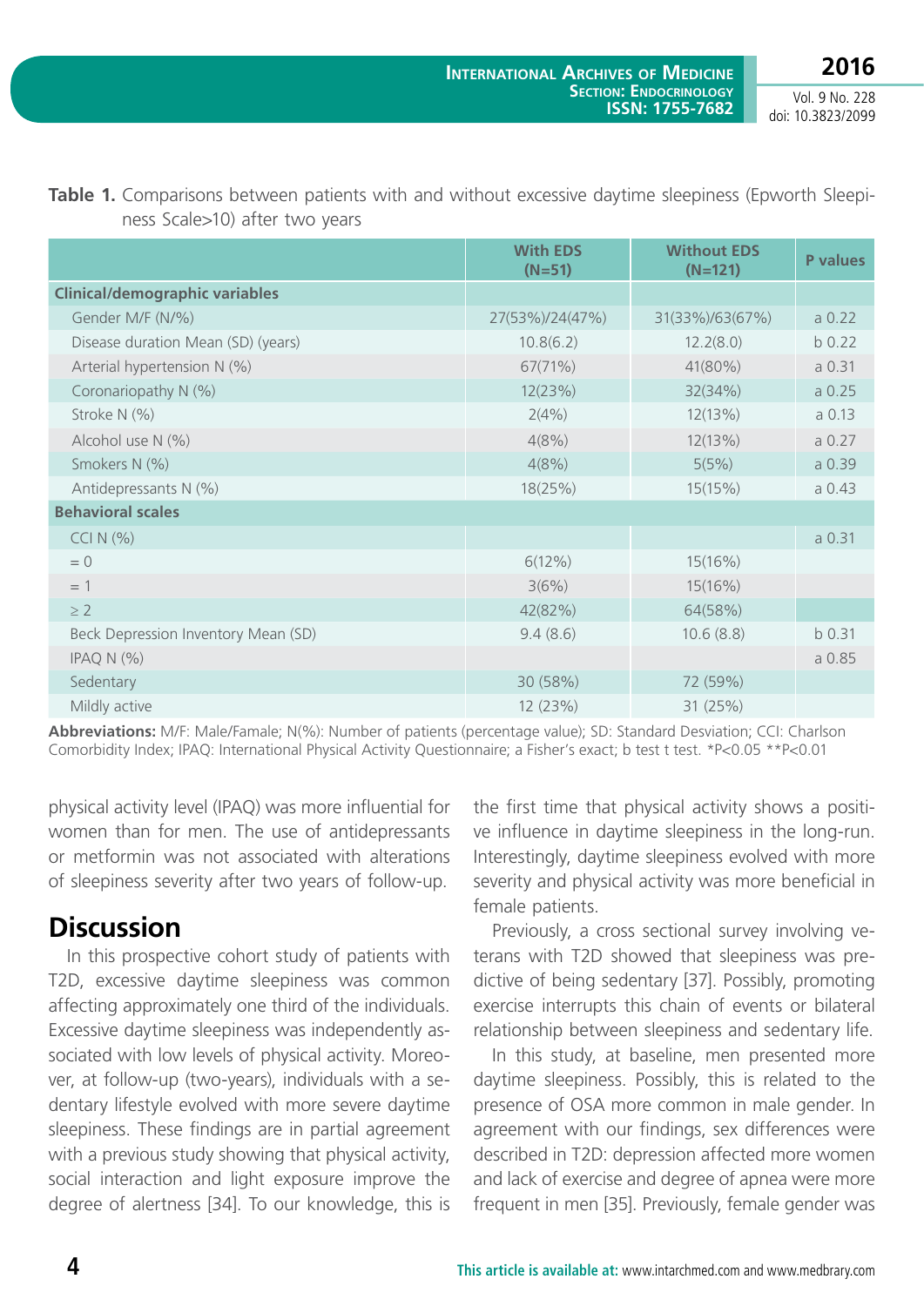**Table 1.** Comparisons between patients with and without excessive daytime sleepiness (Epworth Sleepiness Scale>10) after two years

| | With EDS (N=51) | Without EDS (N=121) | P values |
|---|---|---|---|
| **Clinical/demographic variables** | | | |
| Gender M/F (N/%) | 27(53%)/24(47%) | 31(33%)/63(67%) | a 0.22 |
| Disease duration Mean (SD) (years) | 10.8(6.2) | 12.2(8.0) | b 0.22 |
| Arterial hypertension N (%) | 67(71%) | 41(80%) | a 0.31 |
| Coronariopathy N (%) | 12(23%) | 32(34%) | a 0.25 |
| Stroke N (%) | 2(4%) | 12(13%) | a 0.13 |
| Alcohol use N (%) | 4(8%) | 12(13%) | a 0.27 |
| Smokers N (%) | 4(8%) | 5(5%) | a 0.39 |
| Antidepressants N (%) | 18(25%) | 15(15%) | a 0.43 |
| **Behavioral scales** | | | |
| CCI N (%) | | | a 0.31 |
| = 0 | 6(12%) | 15(16%) | |
| = 1 | 3(6%) | 15(16%) | |
| ≥ 2 | 42(82%) | 64(58%) | |
| Beck Depression Inventory Mean (SD) | 9.4 (8.6) | 10.6 (8.8) | b 0.31 |
| IPAQ N (%) | | | a 0.85 |
| Sedentary | 30 (58%) | 72 (59%) | |
| Mildly active | 12 (23%) | 31 (25%) | |

**Abbreviations:** M/F: Male/Famale; N(%): Number of patients (percentage value); SD: Standard Desviation; CCI: Charlson Comorbidity Index; IPAQ: International Physical Activity Questionnaire; a Fisher's exact; b test t test. *P<0.05 **P<0.01

physical activity level (IPAQ) was more influential for women than for men. The use of antidepressants or metformin was not associated with alterations of sleepiness severity after two years of follow-up.

## Discussion

In this prospective cohort study of patients with T2D, excessive daytime sleepiness was common affecting approximately one third of the individuals. Excessive daytime sleepiness was independently associated with low levels of physical activity. Moreover, at follow-up (two-years), individuals with a sedentary lifestyle evolved with more severe daytime sleepiness. These findings are in partial agreement with a previous study showing that physical activity, social interaction and light exposure improve the degree of alertness [34]. To our knowledge, this is the first time that physical activity shows a positive influence in daytime sleepiness in the long-run. Interestingly, daytime sleepiness evolved with more severity and physical activity was more beneficial in female patients.

Previously, a cross sectional survey involving veterans with T2D showed that sleepiness was predictive of being sedentary [37]. Possibly, promoting exercise interrupts this chain of events or bilateral relationship between sleepiness and sedentary life.

In this study, at baseline, men presented more daytime sleepiness. Possibly, this is related to the presence of OSA more common in male gender. In agreement with our findings, sex differences were described in T2D: depression affected more women and lack of exercise and degree of apnea were more frequent in men [35]. Previously, female gender was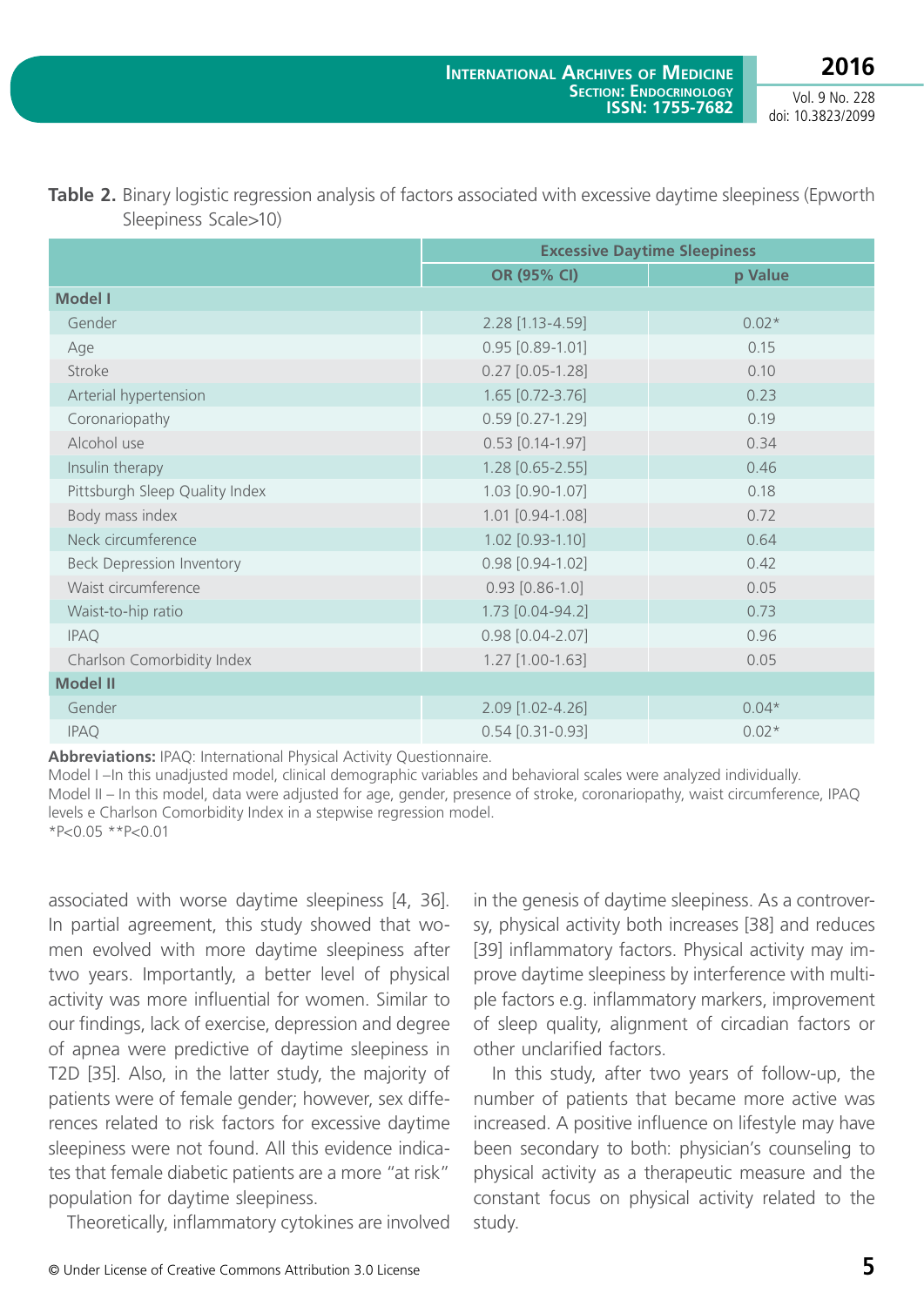**Table 2.** Binary logistic regression analysis of factors associated with excessive daytime sleepiness (Epworth Sleepiness Scale>10)

| | Excessive Daytime Sleepiness | |
|---|---|---|
| | OR (95% CI) | p Value |
| **Model I** | | |
| Gender | 2.28 [1.13-4.59] | 0.02* |
| Age | 0.95 [0.89-1.01] | 0.15 |
| Stroke | 0.27 [0.05-1.28] | 0.10 |
| Arterial hypertension | 1.65 [0.72-3.76] | 0.23 |
| Coronariopathy | 0.59 [0.27-1.29] | 0.19 |
| Alcohol use | 0.53 [0.14-1.97] | 0.34 |
| Insulin therapy | 1.28 [0.65-2.55] | 0.46 |
| Pittsburgh Sleep Quality Index | 1.03 [0.90-1.07] | 0.18 |
| Body mass index | 1.01 [0.94-1.08] | 0.72 |
| Neck circumference | 1.02 [0.93-1.10] | 0.64 |
| Beck Depression Inventory | 0.98 [0.94-1.02] | 0.42 |
| Waist circumference | 0.93 [0.86-1.0] | 0.05 |
| Waist-to-hip ratio | 1.73 [0.04-94.2] | 0.73 |
| IPAQ | 0.98 [0.04-2.07] | 0.96 |
| Charlson Comorbidity Index | 1.27 [1.00-1.63] | 0.05 |
| **Model II** | | |
| Gender | 2.09 [1.02-4.26] | 0.04* |
| IPAQ | 0.54 [0.31-0.93] | 0.02* |

**Abbreviations:** IPAQ: International Physical Activity Questionnaire.
Model I –In this unadjusted model, clinical demographic variables and behavioral scales were analyzed individually.
Model II – In this model, data were adjusted for age, gender, presence of stroke, coronariopathy, waist circumference, IPAQ levels e Charlson Comorbidity Index in a stepwise regression model.
*P<0.05 **P<0.01

associated with worse daytime sleepiness [4, 36]. In partial agreement, this study showed that women evolved with more daytime sleepiness after two years. Importantly, a better level of physical activity was more influential for women. Similar to our findings, lack of exercise, depression and degree of apnea were predictive of daytime sleepiness in T2D [35]. Also, in the latter study, the majority of patients were of female gender; however, sex differences related to risk factors for excessive daytime sleepiness were not found. All this evidence indicates that female diabetic patients are a more "at risk" population for daytime sleepiness.

Theoretically, inflammatory cytokines are involved in the genesis of daytime sleepiness. As a controversy, physical activity both increases [38] and reduces [39] inflammatory factors. Physical activity may improve daytime sleepiness by interference with multiple factors e.g. inflammatory markers, improvement of sleep quality, alignment of circadian factors or other unclarified factors.

In this study, after two years of follow-up, the number of patients that became more active was increased. A positive influence on lifestyle may have been secondary to both: physician's counseling to physical activity as a therapeutic measure and the constant focus on physical activity related to the study.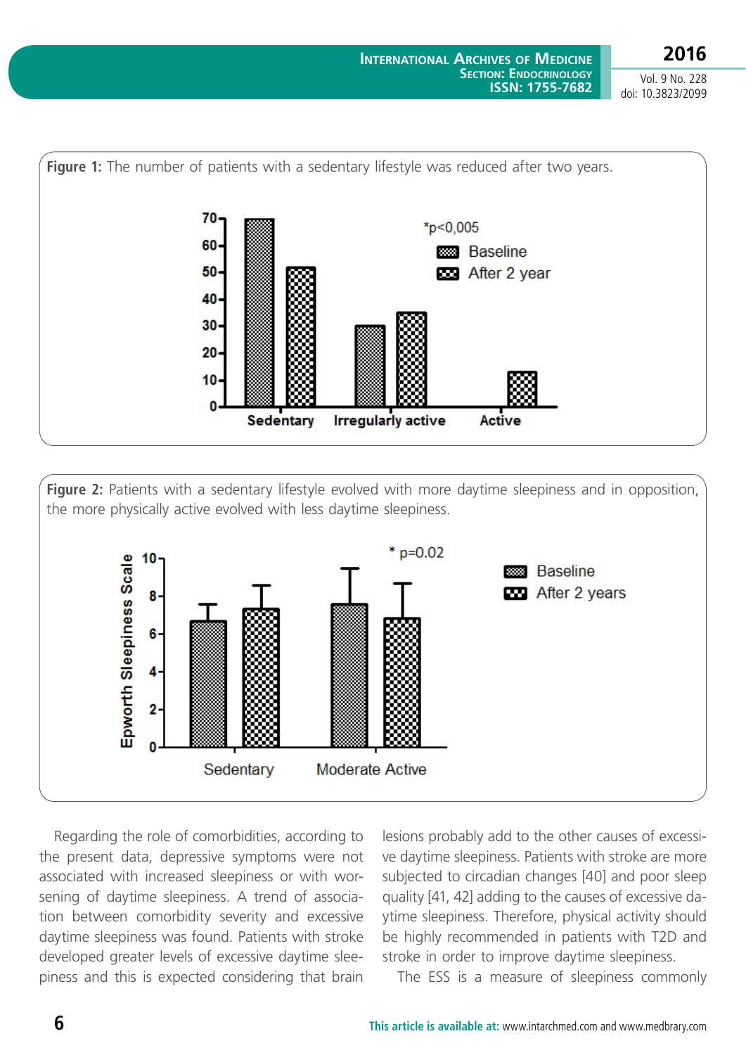**Figure 1:** The number of patients with a sedentary lifestyle was reduced after two years.

**Figure 2:** Patients with a sedentary lifestyle evolved with more daytime sleepiness and in opposition, the more physically active evolved with less daytime sleepiness.

Regarding the role of comorbidities, according to the present data, depressive symptoms were not associated with increased sleepiness or with worsening of daytime sleepiness. A trend of association between comorbidity severity and excessive daytime sleepiness was found. Patients with stroke developed greater levels of excessive daytime sleepiness and this is expected considering that brain lesions probably add to the other causes of excessive daytime sleepiness. Patients with stroke are more subjected to circadian changes [40] and poor sleep quality [41, 42] adding to the causes of excessive daytime sleepiness. Therefore, physical activity should be highly recommended in patients with T2D and stroke in order to improve daytime sleepiness.

The ESS is a measure of sleepiness commonly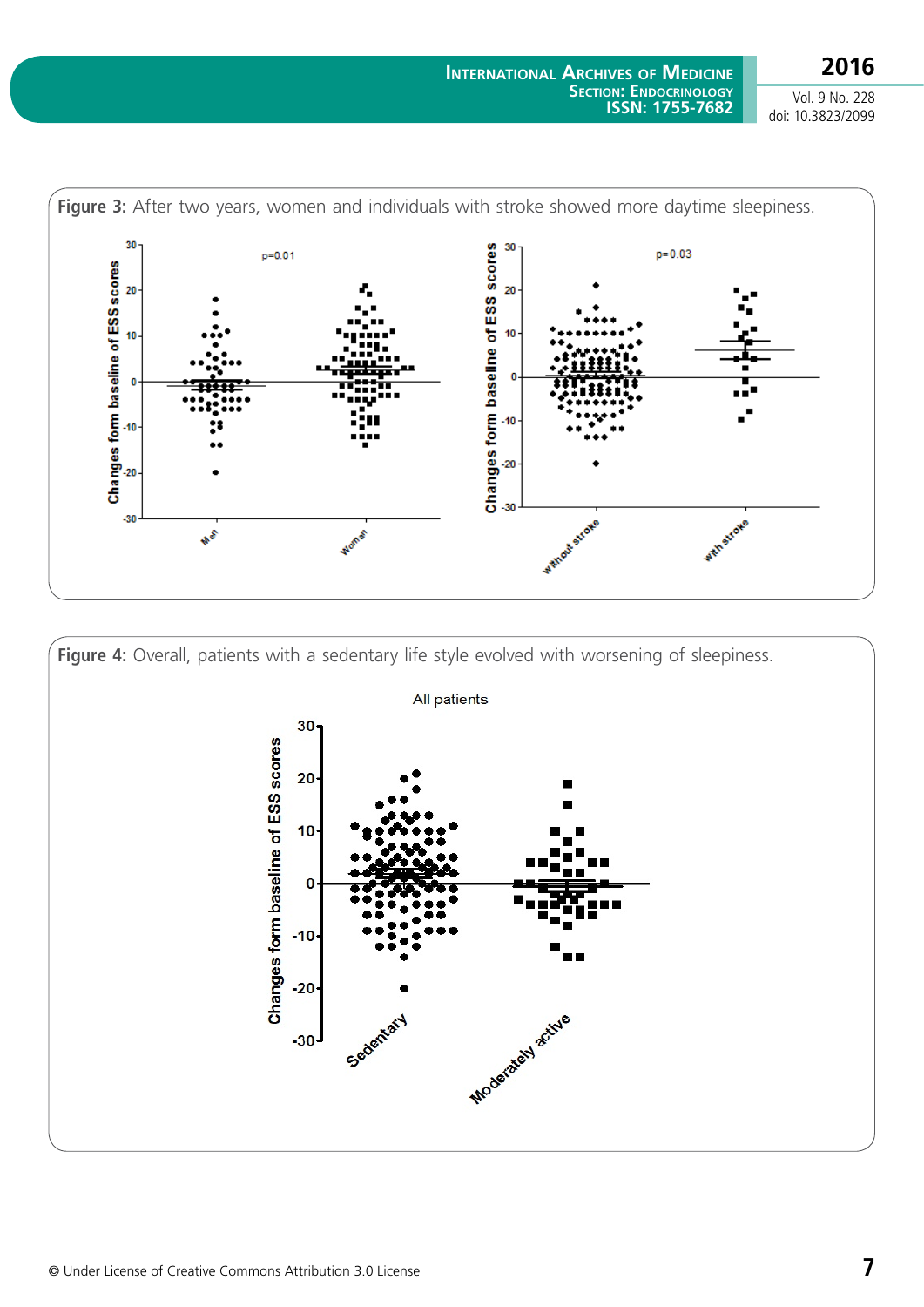**Figure 3:** After two years, women and individuals with stroke showed more daytime sleepiness.

**Figure 4:** Overall, patients with a sedentary life style evolved with worsening of sleepiness.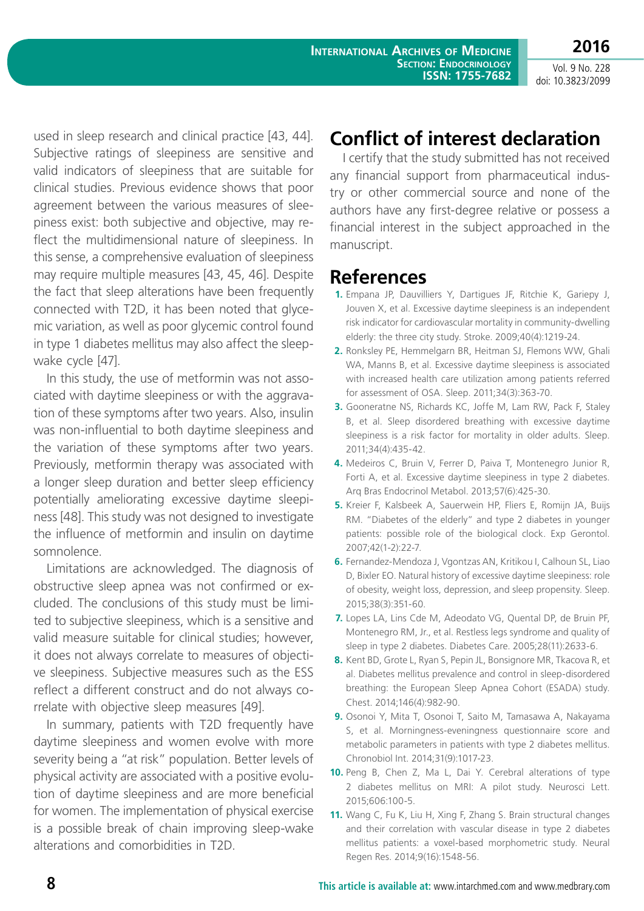used in sleep research and clinical practice [43, 44]. Subjective ratings of sleepiness are sensitive and valid indicators of sleepiness that are suitable for clinical studies. Previous evidence shows that poor agreement between the various measures of sleepiness exist: both subjective and objective, may reflect the multidimensional nature of sleepiness. In this sense, a comprehensive evaluation of sleepiness may require multiple measures [43, 45, 46]. Despite the fact that sleep alterations have been frequently connected with T2D, it has been noted that glycemic variation, as well as poor glycemic control found in type 1 diabetes mellitus may also affect the sleep-wake cycle [47].

In this study, the use of metformin was not associated with daytime sleepiness or with the aggravation of these symptoms after two years. Also, insulin was non-influential to both daytime sleepiness and the variation of these symptoms after two years. Previously, metformin therapy was associated with a longer sleep duration and better sleep efficiency potentially ameliorating excessive daytime sleepiness [48]. This study was not designed to investigate the influence of metformin and insulin on daytime somnolence.

Limitations are acknowledged. The diagnosis of obstructive sleep apnea was not confirmed or excluded. The conclusions of this study must be limited to subjective sleepiness, which is a sensitive and valid measure suitable for clinical studies; however, it does not always correlate to measures of objective sleepiness. Subjective measures such as the ESS reflect a different construct and do not always correlate with objective sleep measures [49].

In summary, patients with T2D frequently have daytime sleepiness and women evolve with more severity being a "at risk" population. Better levels of physical activity are associated with a positive evolution of daytime sleepiness and are more beneficial for women. The implementation of physical exercise is a possible break of chain improving sleep-wake alterations and comorbidities in T2D.

# Conflict of interest declaration

I certify that the study submitted has not received any financial support from pharmaceutical industry or other commercial source and none of the authors have any first-degree relative or possess a financial interest in the subject approached in the manuscript.

# References

1. Empana JP, Dauvilliers Y, Dartigues JF, Ritchie K, Gariepy J, Jouven X, et al. Excessive daytime sleepiness is an independent risk indicator for cardiovascular mortality in community-dwelling elderly: the three city study. Stroke. 2009;40(4):1219-24.
2. Ronksley PE, Hemmelgarn BR, Heitman SJ, Flemons WW, Ghali WA, Manns B, et al. Excessive daytime sleepiness is associated with increased health care utilization among patients referred for assessment of OSA. Sleep. 2011;34(3):363-70.
3. Gooneratne NS, Richards KC, Joffe M, Lam RW, Pack F, Staley B, et al. Sleep disordered breathing with excessive daytime sleepiness is a risk factor for mortality in older adults. Sleep. 2011;34(4):435-42.
4. Medeiros C, Bruin V, Ferrer D, Paiva T, Montenegro Junior R, Forti A, et al. Excessive daytime sleepiness in type 2 diabetes. Arq Bras Endocrinol Metabol. 2013;57(6):425-30.
5. Kreier F, Kalsbeek A, Sauerwein HP, Fliers E, Romijn JA, Buijs RM. "Diabetes of the elderly" and type 2 diabetes in younger patients: possible role of the biological clock. Exp Gerontol. 2007;42(1-2):22-7.
6. Fernandez-Mendoza J, Vgontzas AN, Kritikou I, Calhoun SL, Liao D, Bixler EO. Natural history of excessive daytime sleepiness: role of obesity, weight loss, depression, and sleep propensity. Sleep. 2015;38(3):351-60.
7. Lopes LA, Lins Cde M, Adeodato VG, Quental DP, de Bruin PF, Montenegro RM, Jr., et al. Restless legs syndrome and quality of sleep in type 2 diabetes. Diabetes Care. 2005;28(11):2633-6.
8. Kent BD, Grote L, Ryan S, Pepin JL, Bonsignore MR, Tkacova R, et al. Diabetes mellitus prevalence and control in sleep-disordered breathing: the European Sleep Apnea Cohort (ESADA) study. Chest. 2014;146(4):982-90.
9. Osonoi Y, Mita T, Osonoi T, Saito M, Tamasawa A, Nakayama S, et al. Morningness-eveningness questionnaire score and metabolic parameters in patients with type 2 diabetes mellitus. Chronobiol Int. 2014;31(9):1017-23.
10. Peng B, Chen Z, Ma L, Dai Y. Cerebral alterations of type 2 diabetes mellitus on MRI: A pilot study. Neurosci Lett. 2015;606:100-5.
11. Wang C, Fu K, Liu H, Xing F, Zhang S. Brain structural changes and their correlation with vascular disease in type 2 diabetes mellitus patients: a voxel-based morphometric study. Neural Regen Res. 2014;9(16):1548-56.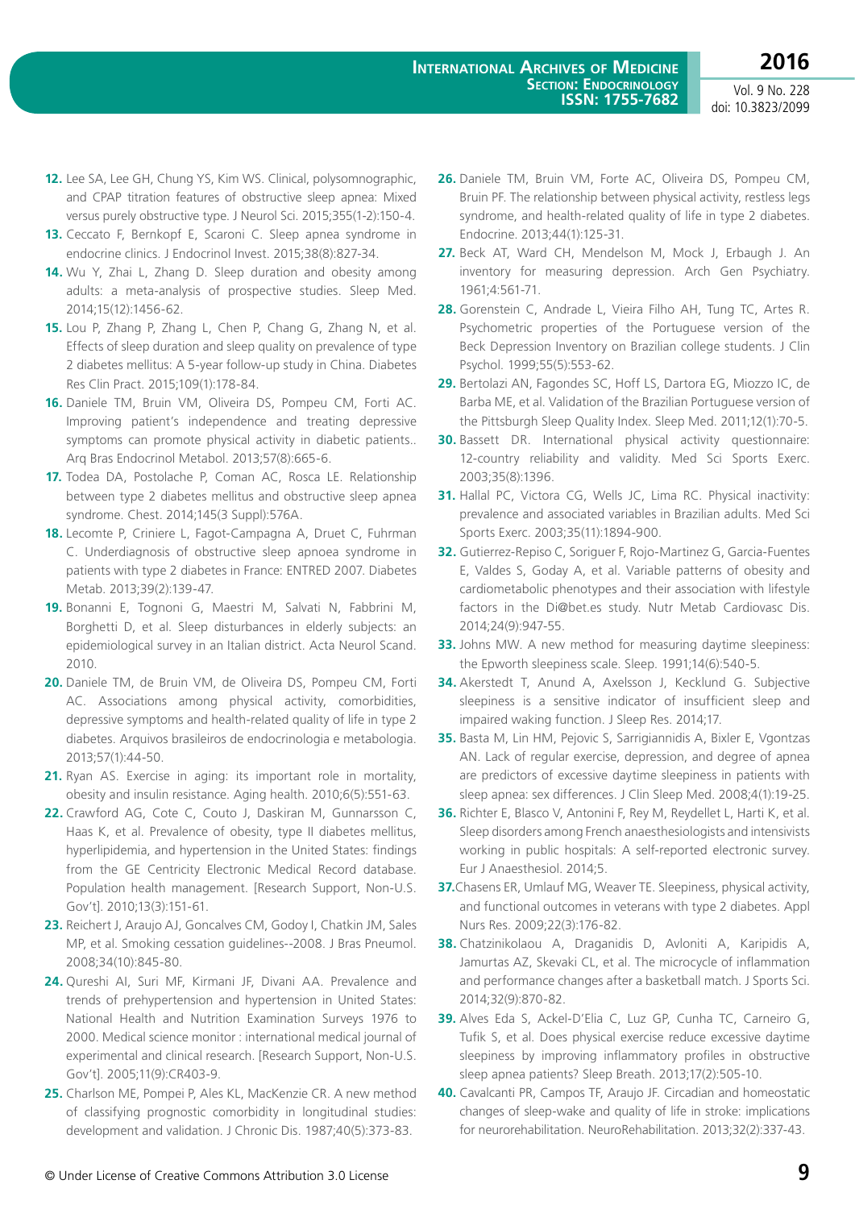12. Lee SA, Lee GH, Chung YS, Kim WS. Clinical, polysomnographic, and CPAP titration features of obstructive sleep apnea: Mixed versus purely obstructive type. J Neurol Sci. 2015;355(1-2):150-4.
13. Ceccato F, Bernkopf E, Scaroni C. Sleep apnea syndrome in endocrine clinics. J Endocrinol Invest. 2015;38(8):827-34.
14. Wu Y, Zhai L, Zhang D. Sleep duration and obesity among adults: a meta-analysis of prospective studies. Sleep Med. 2014;15(12):1456-62.
15. Lou P, Zhang P, Zhang L, Chen P, Chang G, Zhang N, et al. Effects of sleep duration and sleep quality on prevalence of type 2 diabetes mellitus: A 5-year follow-up study in China. Diabetes Res Clin Pract. 2015;109(1):178-84.
16. Daniele TM, Bruin VM, Oliveira DS, Pompeu CM, Forti AC. Improving patient's independence and treating depressive symptoms can promote physical activity in diabetic patients.. Arq Bras Endocrinol Metabol. 2013;57(8):665-6.
17. Todea DA, Postolache P, Coman AC, Rosca LE. Relationship between type 2 diabetes mellitus and obstructive sleep apnea syndrome. Chest. 2014;145(3 Suppl):576A.
18. Lecomte P, Criniere L, Fagot-Campagna A, Druet C, Fuhrman C. Underdiagnosis of obstructive sleep apnoea syndrome in patients with type 2 diabetes in France: ENTRED 2007. Diabetes Metab. 2013;39(2):139-47.
19. Bonanni E, Tognoni G, Maestri M, Salvati N, Fabbrini M, Borghetti D, et al. Sleep disturbances in elderly subjects: an epidemiological survey in an Italian district. Acta Neurol Scand. 2010.
20. Daniele TM, de Bruin VM, de Oliveira DS, Pompeu CM, Forti AC. Associations among physical activity, comorbidities, depressive symptoms and health-related quality of life in type 2 diabetes. Arquivos brasileiros de endocrinologia e metabologia. 2013;57(1):44-50.
21. Ryan AS. Exercise in aging: its important role in mortality, obesity and insulin resistance. Aging health. 2010;6(5):551-63.
22. Crawford AG, Cote C, Couto J, Daskiran M, Gunnarsson C, Haas K, et al. Prevalence of obesity, type II diabetes mellitus, hyperlipidemia, and hypertension in the United States: findings from the GE Centricity Electronic Medical Record database. Population health management. [Research Support, Non-U.S. Gov't]. 2010;13(3):151-61.
23. Reichert J, Araujo AJ, Goncalves CM, Godoy I, Chatkin JM, Sales MP, et al. Smoking cessation guidelines--2008. J Bras Pneumol. 2008;34(10):845-80.
24. Qureshi AI, Suri MF, Kirmani JF, Divani AA. Prevalence and trends of prehypertension and hypertension in United States: National Health and Nutrition Examination Surveys 1976 to 2000. Medical science monitor : international medical journal of experimental and clinical research. [Research Support, Non-U.S. Gov't]. 2005;11(9):CR403-9.
25. Charlson ME, Pompei P, Ales KL, MacKenzie CR. A new method of classifying prognostic comorbidity in longitudinal studies: development and validation. J Chronic Dis. 1987;40(5):373-83.
26. Daniele TM, Bruin VM, Forte AC, Oliveira DS, Pompeu CM, Bruin PF. The relationship between physical activity, restless legs syndrome, and health-related quality of life in type 2 diabetes. Endocrine. 2013;44(1):125-31.
27. Beck AT, Ward CH, Mendelson M, Mock J, Erbaugh J. An inventory for measuring depression. Arch Gen Psychiatry. 1961;4:561-71.
28. Gorenstein C, Andrade L, Vieira Filho AH, Tung TC, Artes R. Psychometric properties of the Portuguese version of the Beck Depression Inventory on Brazilian college students. J Clin Psychol. 1999;55(5):553-62.
29. Bertolazi AN, Fagondes SC, Hoff LS, Dartora EG, Miozzo IC, de Barba ME, et al. Validation of the Brazilian Portuguese version of the Pittsburgh Sleep Quality Index. Sleep Med. 2011;12(1):70-5.
30. Bassett DR. International physical activity questionnaire: 12-country reliability and validity. Med Sci Sports Exerc. 2003;35(8):1396.
31. Hallal PC, Victora CG, Wells JC, Lima RC. Physical inactivity: prevalence and associated variables in Brazilian adults. Med Sci Sports Exerc. 2003;35(11):1894-900.
32. Gutierrez-Repiso C, Soriguer F, Rojo-Martinez G, Garcia-Fuentes E, Valdes S, Goday A, et al. Variable patterns of obesity and cardiometabolic phenotypes and their association with lifestyle factors in the Di@bet.es study. Nutr Metab Cardiovasc Dis. 2014;24(9):947-55.
33. Johns MW. A new method for measuring daytime sleepiness: the Epworth sleepiness scale. Sleep. 1991;14(6):540-5.
34. Akerstedt T, Anund A, Axelsson J, Kecklund G. Subjective sleepiness is a sensitive indicator of insufficient sleep and impaired waking function. J Sleep Res. 2014;17.
35. Basta M, Lin HM, Pejovic S, Sarrigiannidis A, Bixler E, Vgontzas AN. Lack of regular exercise, depression, and degree of apnea are predictors of excessive daytime sleepiness in patients with sleep apnea: sex differences. J Clin Sleep Med. 2008;4(1):19-25.
36. Richter E, Blasco V, Antonini F, Rey M, Reydellet L, Harti K, et al. Sleep disorders among French anaesthesiologists and intensivists working in public hospitals: A self-reported electronic survey. Eur J Anaesthesiol. 2014;5.
37. Chasens ER, Umlauf MG, Weaver TE. Sleepiness, physical activity, and functional outcomes in veterans with type 2 diabetes. Appl Nurs Res. 2009;22(3):176-82.
38. Chatzinikolaou A, Draganidis D, Avloniti A, Karipidis A, Jamurtas AZ, Skevaki CL, et al. The microcycle of inflammation and performance changes after a basketball match. J Sports Sci. 2014;32(9):870-82.
39. Alves Eda S, Ackel-D'Elia C, Luz GP, Cunha TC, Carneiro G, Tufik S, et al. Does physical exercise reduce excessive daytime sleepiness by improving inflammatory profiles in obstructive sleep apnea patients? Sleep Breath. 2013;17(2):505-10.
40. Cavalcanti PR, Campos TF, Araujo JF. Circadian and homeostatic changes of sleep-wake and quality of life in stroke: implications for neurorehabilitation. NeuroRehabilitation. 2013;32(2):337-43.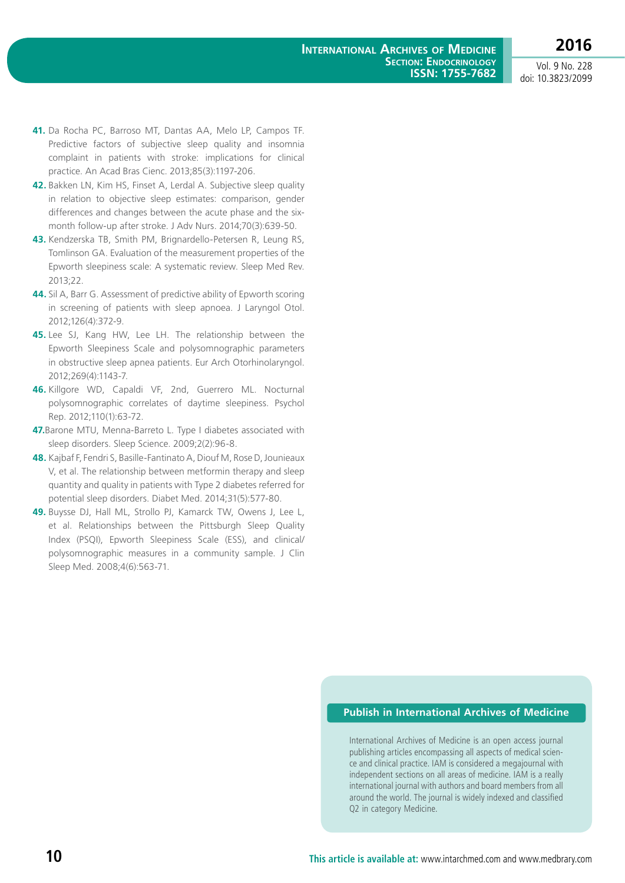41. Da Rocha PC, Barroso MT, Dantas AA, Melo LP, Campos TF. Predictive factors of subjective sleep quality and insomnia complaint in patients with stroke: implications for clinical practice. An Acad Bras Cienc. 2013;85(3):1197-206.
42. Bakken LN, Kim HS, Finset A, Lerdal A. Subjective sleep quality in relation to objective sleep estimates: comparison, gender differences and changes between the acute phase and the six-month follow-up after stroke. J Adv Nurs. 2014;70(3):639-50.
43. Kendzerska TB, Smith PM, Brignardello-Petersen R, Leung RS, Tomlinson GA. Evaluation of the measurement properties of the Epworth sleepiness scale: A systematic review. Sleep Med Rev. 2013;22.
44. Sil A, Barr G. Assessment of predictive ability of Epworth scoring in screening of patients with sleep apnoea. J Laryngol Otol. 2012;126(4):372-9.
45. Lee SJ, Kang HW, Lee LH. The relationship between the Epworth Sleepiness Scale and polysomnographic parameters in obstructive sleep apnea patients. Eur Arch Otorhinolaryngol. 2012;269(4):1143-7.
46. Killgore WD, Capaldi VF, 2nd, Guerrero ML. Nocturnal polysomnographic correlates of daytime sleepiness. Psychol Rep. 2012;110(1):63-72.
47. Barone MTU, Menna-Barreto L. Type I diabetes associated with sleep disorders. Sleep Science. 2009;2(2):96-8.
48. Kajbaf F, Fendri S, Basille-Fantinato A, Diouf M, Rose D, Jounieaux V, et al. The relationship between metformin therapy and sleep quantity and quality in patients with Type 2 diabetes referred for potential sleep disorders. Diabet Med. 2014;31(5):577-80.
49. Buysse DJ, Hall ML, Strollo PJ, Kamarck TW, Owens J, Lee L, et al. Relationships between the Pittsburgh Sleep Quality Index (PSQI), Epworth Sleepiness Scale (ESS), and clinical/polysomnographic measures in a community sample. J Clin Sleep Med. 2008;4(6):563-71.

**Publish in International Archives of Medicine**

International Archives of Medicine is an open access journal publishing articles encompassing all aspects of medical science and clinical practice. IAM is considered a megajournal with independent sections on all areas of medicine. IAM is a really international journal with authors and board members from all around the world. The journal is widely indexed and classified Q2 in category Medicine.